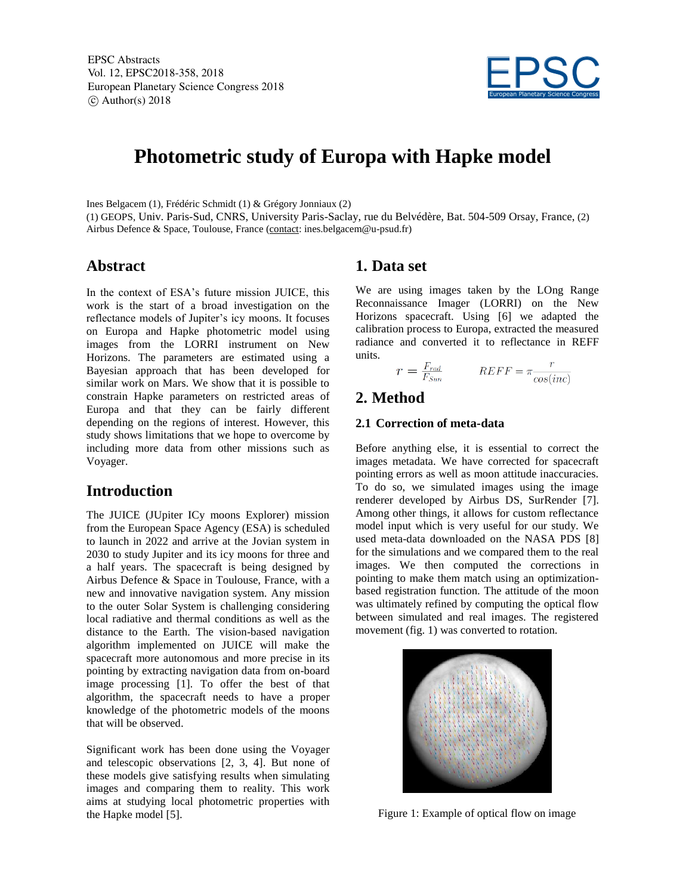EPSC Abstracts
Vol. 12, EPSC2018-358, 2018
European Planetary Science Congress 2018
© Author(s) 2018

# Photometric study of Europa with Hapke model

Ines Belgacem (1), Frédéric Schmidt (1) & Grégory Jonniaux (2)

(1) GEOPS, Univ. Paris-Sud, CNRS, University Paris-Saclay, rue du Belvédère, Bat. 504-509 Orsay, France, (2) Airbus Defence & Space, Toulouse, France (contact: ines.belgacem@u-psud.fr)

## Abstract

In the context of ESA's future mission JUICE, this work is the start of a broad investigation on the reflectance models of Jupiter's icy moons. It focuses on Europa and Hapke photometric model using images from the LORRI instrument on New Horizons. The parameters are estimated using a Bayesian approach that has been developed for similar work on Mars. We show that it is possible to constrain Hapke parameters on restricted areas of Europa and that they can be fairly different depending on the regions of interest. However, this study shows limitations that we hope to overcome by including more data from other missions such as Voyager.

## Introduction

The JUICE (JUpiter ICy moons Explorer) mission from the European Space Agency (ESA) is scheduled to launch in 2022 and arrive at the Jovian system in 2030 to study Jupiter and its icy moons for three and a half years. The spacecraft is being designed by Airbus Defence & Space in Toulouse, France, with a new and innovative navigation system. Any mission to the outer Solar System is challenging considering local radiative and thermal conditions as well as the distance to the Earth. The vision-based navigation algorithm implemented on JUICE will make the spacecraft more autonomous and more precise in its pointing by extracting navigation data from on-board image processing [1]. To offer the best of that algorithm, the spacecraft needs to have a proper knowledge of the photometric models of the moons that will be observed.

Significant work has been done using the Voyager and telescopic observations [2, 3, 4]. But none of these models give satisfying results when simulating images and comparing them to reality. This work aims at studying local photometric properties with the Hapke model [5].

## 1. Data set

We are using images taken by the LOng Range Reconnaissance Imager (LORRI) on the New Horizons spacecraft. Using [6] we adapted the calibration process to Europa, extracted the measured radiance and converted it to reflectance in REFF units.

$$r = \frac{F_{rad}}{F_{Sun}} \qquad REFF = \pi \frac{r}{cos(inc)}$$

## 2. Method

### 2.1 Correction of meta-data

Before anything else, it is essential to correct the images metadata. We have corrected for spacecraft pointing errors as well as moon attitude inaccuracies. To do so, we simulated images using the image renderer developed by Airbus DS, SurRender [7]. Among other things, it allows for custom reflectance model input which is very useful for our study. We used meta-data downloaded on the NASA PDS [8] for the simulations and we compared them to the real images. We then computed the corrections in pointing to make them match using an optimization-based registration function. The attitude of the moon was ultimately refined by computing the optical flow between simulated and real images. The registered movement (fig. 1) was converted to rotation.

Figure 1: Example of optical flow on image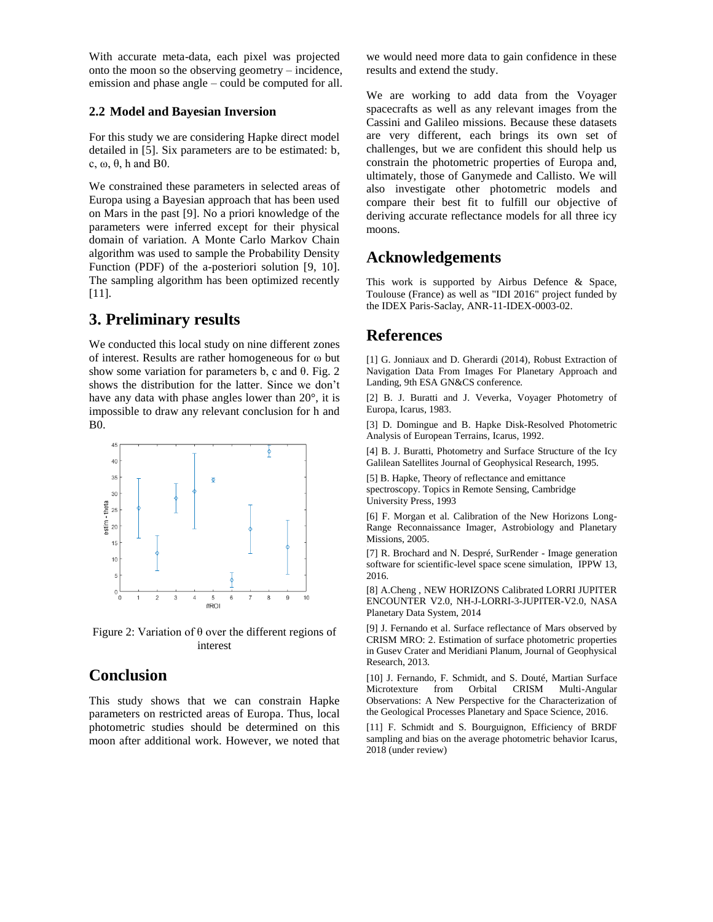With accurate meta-data, each pixel was projected onto the moon so the observing geometry – incidence, emission and phase angle – could be computed for all.

### 2.2 Model and Bayesian Inversion

For this study we are considering Hapke direct model detailed in [5]. Six parameters are to be estimated: b, c, ω, θ, h and B0.

We constrained these parameters in selected areas of Europa using a Bayesian approach that has been used on Mars in the past [9]. No a priori knowledge of the parameters were inferred except for their physical domain of variation. A Monte Carlo Markov Chain algorithm was used to sample the Probability Density Function (PDF) of the a-posteriori solution [9, 10]. The sampling algorithm has been optimized recently [11].

## 3. Preliminary results

We conducted this local study on nine different zones of interest. Results are rather homogeneous for ω but show some variation for parameters b, c and θ. Fig. 2 shows the distribution for the latter. Since we don't have any data with phase angles lower than 20°, it is impossible to draw any relevant conclusion for h and B0.

estim - theta

0 5 10 15 20 25 30 35 40 45

0 1 2 3 4 5 6 7 8 9 10

#ROI

Figure 2: Variation of θ over the different regions of interest

## Conclusion

This study shows that we can constrain Hapke parameters on restricted areas of Europa. Thus, local photometric studies should be determined on this moon after additional work. However, we noted that we would need more data to gain confidence in these results and extend the study.

We are working to add data from the Voyager spacecrafts as well as any relevant images from the Cassini and Galileo missions. Because these datasets are very different, each brings its own set of challenges, but we are confident this should help us constrain the photometric properties of Europa and, ultimately, those of Ganymede and Callisto. We will also investigate other photometric models and compare their best fit to fulfill our objective of deriving accurate reflectance models for all three icy moons.

## Acknowledgements

This work is supported by Airbus Defence & Space, Toulouse (France) as well as "IDI 2016" project funded by the IDEX Paris-Saclay, ANR-11-IDEX-0003-02.

## References

[1] G. Jonniaux and D. Gherardi (2014), Robust Extraction of Navigation Data From Images For Planetary Approach and Landing, 9th ESA GN&CS conference.

[2] B. J. Buratti and J. Veverka, Voyager Photometry of Europa, Icarus, 1983.

[3] D. Domingue and B. Hapke Disk-Resolved Photometric Analysis of European Terrains, Icarus, 1992.

[4] B. J. Buratti, Photometry and Surface Structure of the Icy Galilean Satellites Journal of Geophysical Research, 1995.

[5] B. Hapke, Theory of reflectance and emittance spectroscopy. Topics in Remote Sensing, Cambridge University Press, 1993

[6] F. Morgan et al. Calibration of the New Horizons Long-Range Reconnaissance Imager, Astrobiology and Planetary Missions, 2005.

[7] R. Brochard and N. Despré, SurRender - Image generation software for scientific-level space scene simulation, IPPW 13, 2016.

[8] A.Cheng , NEW HORIZONS Calibrated LORRI JUPITER ENCOUNTER V2.0, NH-J-LORRI-3-JUPITER-V2.0, NASA Planetary Data System, 2014

[9] J. Fernando et al. Surface reflectance of Mars observed by CRISM MRO: 2. Estimation of surface photometric properties in Gusev Crater and Meridiani Planum, Journal of Geophysical Research, 2013.

[10] J. Fernando, F. Schmidt, and S. Douté, Martian Surface Microtexture from Orbital CRISM Multi-Angular Observations: A New Perspective for the Characterization of the Geological Processes Planetary and Space Science, 2016.

[11] F. Schmidt and S. Bourguignon, Efficiency of BRDF sampling and bias on the average photometric behavior Icarus, 2018 (under review)